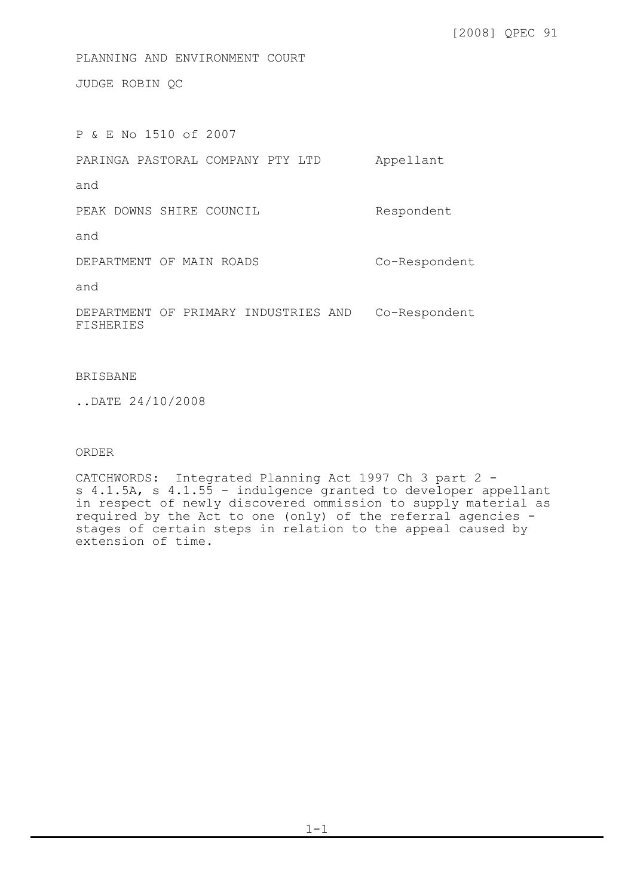[2008] QPEC 91

PLANNING AND ENVIRONMENT COURT

JUDGE ROBIN QC

P & E No 1510 of 2007

| | |
|---|---|
| PARINGA PASTORAL COMPANY PTY LTD | Appellant |
| and | |
| PEAK DOWNS SHIRE COUNCIL | Respondent |
| and | |
| DEPARTMENT OF MAIN ROADS | Co-Respondent |
| and | |
| DEPARTMENT OF PRIMARY INDUSTRIES AND FISHERIES | Co-Respondent |

BRISBANE

..DATE 24/10/2008

ORDER

CATCHWORDS: Integrated Planning Act 1997 Ch 3 part 2 - s 4.1.5A, s 4.1.55 - indulgence granted to developer appellant in respect of newly discovered ommission to supply material as required by the Act to one (only) of the referral agencies - stages of certain steps in relation to the appeal caused by extension of time.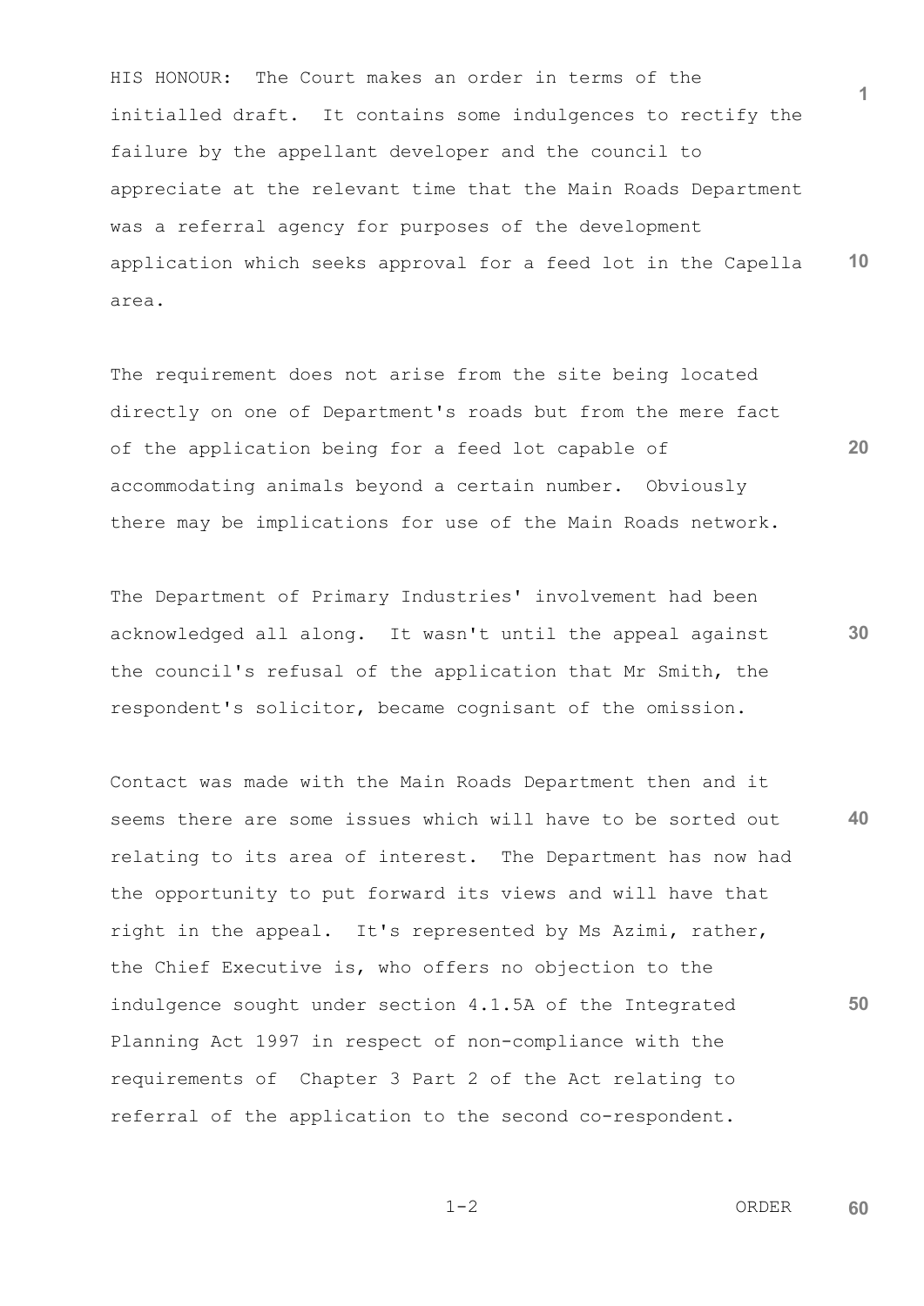HIS HONOUR: The Court makes an order in terms of the initialled draft. It contains some indulgences to rectify the failure by the appellant developer and the council to appreciate at the relevant time that the Main Roads Department was a referral agency for purposes of the development application which seeks approval for a feed lot in the Capella area.

The requirement does not arise from the site being located directly on one of Department's roads but from the mere fact of the application being for a feed lot capable of accommodating animals beyond a certain number. Obviously there may be implications for use of the Main Roads network.

The Department of Primary Industries' involvement had been acknowledged all along. It wasn't until the appeal against the council's refusal of the application that Mr Smith, the respondent's solicitor, became cognisant of the omission.

Contact was made with the Main Roads Department then and it seems there are some issues which will have to be sorted out relating to its area of interest. The Department has now had the opportunity to put forward its views and will have that right in the appeal. It's represented by Ms Azimi, rather, the Chief Executive is, who offers no objection to the indulgence sought under section 4.1.5A of the Integrated Planning Act 1997 in respect of non-compliance with the requirements of Chapter 3 Part 2 of the Act relating to referral of the application to the second co-respondent.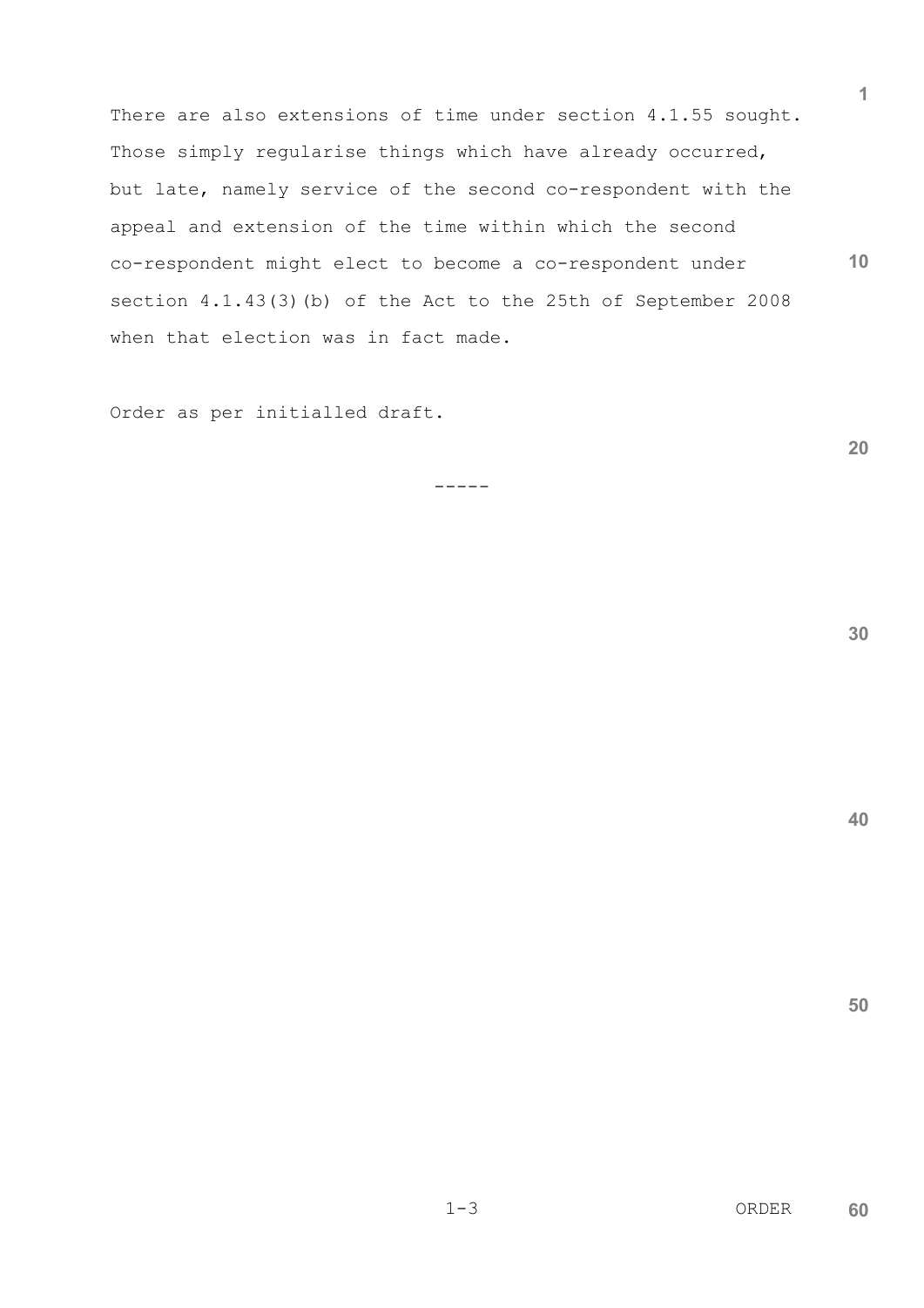There are also extensions of time under section 4.1.55 sought. Those simply regularise things which have already occurred, but late, namely service of the second co-respondent with the appeal and extension of the time within which the second co-respondent might elect to become a co-respondent under section 4.1.43(3)(b) of the Act to the 25th of September 2008 when that election was in fact made.

Order as per initialled draft.

-----